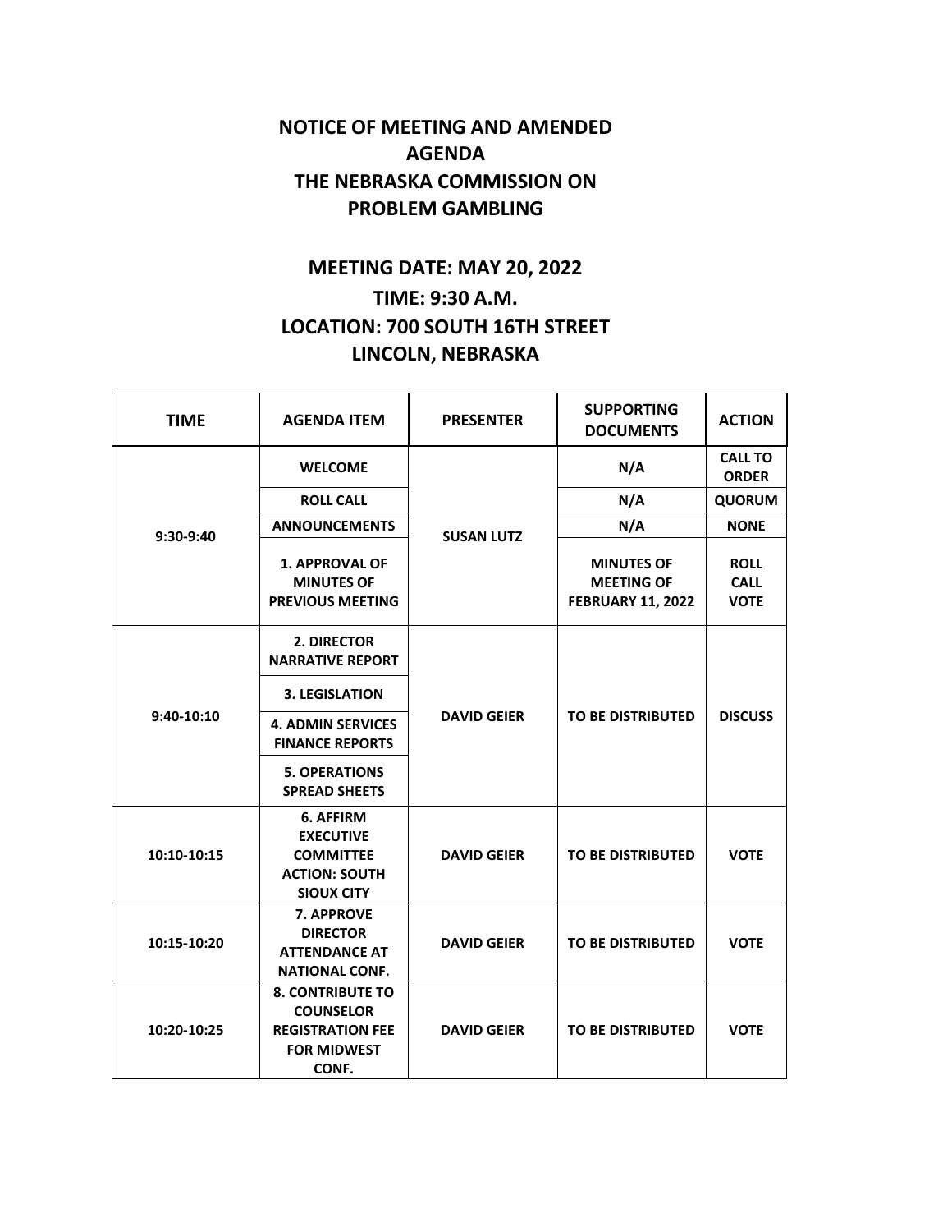# NOTICE OF MEETING AND AMENDED AGENDA
# THE NEBRASKA COMMISSION ON PROBLEM GAMBLING

## MEETING DATE: MAY 20, 2022
## TIME: 9:30 A.M.
## LOCATION: 700 SOUTH 16TH STREET
## LINCOLN, NEBRASKA

| TIME | AGENDA ITEM | PRESENTER | SUPPORTING DOCUMENTS | ACTION |
|---|---|---|---|---|
| 9:30-9:40 | WELCOME | SUSAN LUTZ | N/A | CALL TO ORDER |
| | ROLL CALL | | N/A | QUORUM |
| | ANNOUNCEMENTS | | N/A | NONE |
| | 1. APPROVAL OF MINUTES OF PREVIOUS MEETING | | MINUTES OF MEETING OF FEBRUARY 11, 2022 | ROLL CALL VOTE |
| 9:40-10:10 | 2. DIRECTOR NARRATIVE REPORT | DAVID GEIER | TO BE DISTRIBUTED | DISCUSS |
| | 3. LEGISLATION | | | |
| | 4. ADMIN SERVICES FINANCE REPORTS | | | |
| | 5. OPERATIONS SPREAD SHEETS | | | |
| 10:10-10:15 | 6. AFFIRM EXECUTIVE COMMITTEE ACTION: SOUTH SIOUX CITY | DAVID GEIER | TO BE DISTRIBUTED | VOTE |
| 10:15-10:20 | 7. APPROVE DIRECTOR ATTENDANCE AT NATIONAL CONF. | DAVID GEIER | TO BE DISTRIBUTED | VOTE |
| 10:20-10:25 | 8. CONTRIBUTE TO COUNSELOR REGISTRATION FEE FOR MIDWEST CONF. | DAVID GEIER | TO BE DISTRIBUTED | VOTE |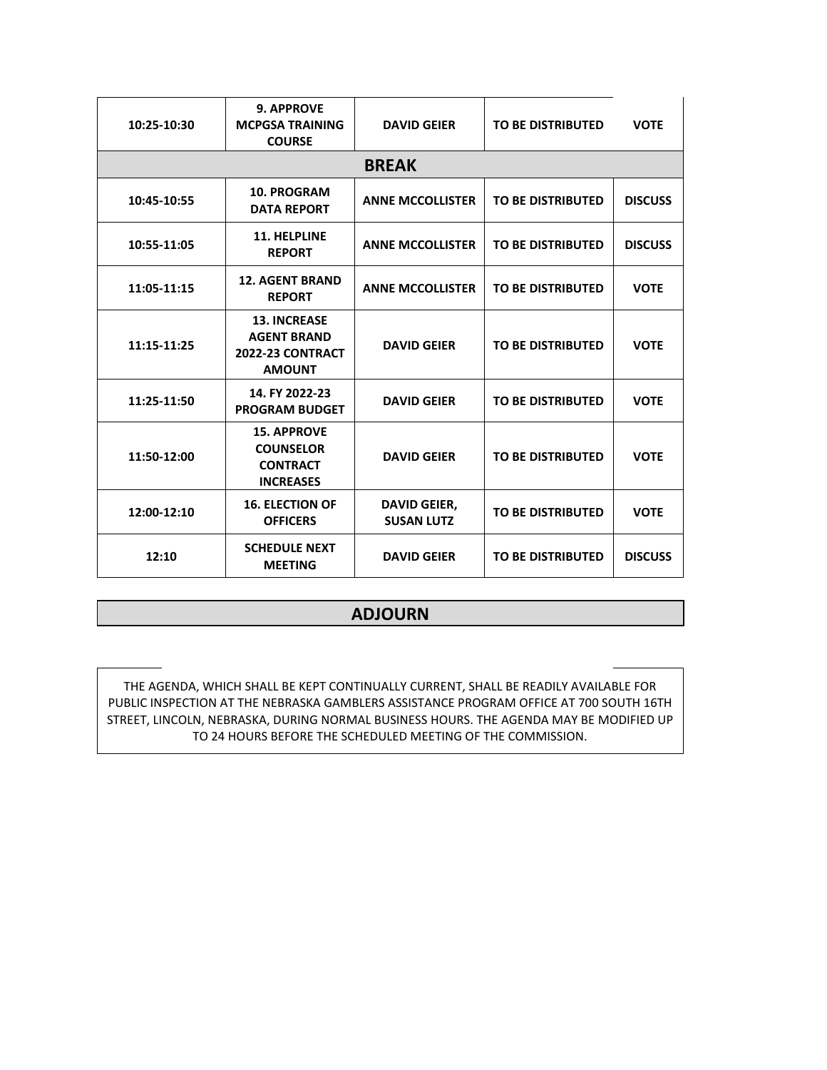| | | | | |
|---|---|---|---|---|
| 10:25-10:30 | **9. APPROVE MCPGSA TRAINING COURSE** | **DAVID GEIER** | **TO BE DISTRIBUTED** | **VOTE** |
| **BREAK** | | | | |
| 10:45-10:55 | **10. PROGRAM DATA REPORT** | **ANNE MCCOLLISTER** | **TO BE DISTRIBUTED** | **DISCUSS** |
| 10:55-11:05 | **11. HELPLINE REPORT** | **ANNE MCCOLLISTER** | **TO BE DISTRIBUTED** | **DISCUSS** |
| 11:05-11:15 | **12. AGENT BRAND REPORT** | **ANNE MCCOLLISTER** | **TO BE DISTRIBUTED** | **VOTE** |
| 11:15-11:25 | **13. INCREASE AGENT BRAND 2022-23 CONTRACT AMOUNT** | **DAVID GEIER** | **TO BE DISTRIBUTED** | **VOTE** |
| 11:25-11:50 | **14. FY 2022-23 PROGRAM BUDGET** | **DAVID GEIER** | **TO BE DISTRIBUTED** | **VOTE** |
| 11:50-12:00 | **15. APPROVE COUNSELOR CONTRACT INCREASES** | **DAVID GEIER** | **TO BE DISTRIBUTED** | **VOTE** |
| 12:00-12:10 | **16. ELECTION OF OFFICERS** | **DAVID GEIER, SUSAN LUTZ** | **TO BE DISTRIBUTED** | **VOTE** |
| 12:10 | **SCHEDULE NEXT MEETING** | **DAVID GEIER** | **TO BE DISTRIBUTED** | **DISCUSS** |

## ADJOURN

THE AGENDA, WHICH SHALL BE KEPT CONTINUALLY CURRENT, SHALL BE READILY AVAILABLE FOR PUBLIC INSPECTION AT THE NEBRASKA GAMBLERS ASSISTANCE PROGRAM OFFICE AT 700 SOUTH 16TH STREET, LINCOLN, NEBRASKA, DURING NORMAL BUSINESS HOURS. THE AGENDA MAY BE MODIFIED UP TO 24 HOURS BEFORE THE SCHEDULED MEETING OF THE COMMISSION.